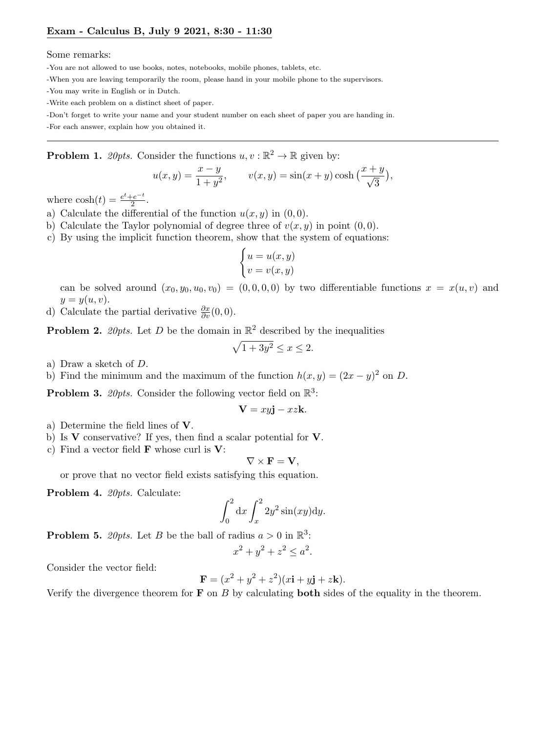# Exam - Calculus B, July 9 2021, 8:30 - 11:30

Some remarks:

- You are not allowed to use books, notes, notebooks, mobile phones, tablets, etc.
- When you are leaving temporarily the room, please hand in your mobile phone to the supervisors.
- You may write in English or in Dutch.
- Write each problem on a distinct sheet of paper.
- Don't forget to write your name and your student number on each sheet of paper you are handing in.
- For each answer, explain how you obtained it.

---

**Problem 1.** *20pts.* Consider the functions $u, v : \mathbb{R}^2 \to \mathbb{R}$ given by:

$$u(x,y) = \frac{x-y}{1+y^2}, \qquad v(x,y) = \sin(x+y)\cosh\left(\frac{x+y}{\sqrt{3}}\right),$$

where $\cosh(t) = \frac{e^t + e^{-t}}{2}$.

a) Calculate the differential of the function $u(x,y)$ in $(0,0)$.

b) Calculate the Taylor polynomial of degree three of $v(x,y)$ in point $(0,0)$.

c) By using the implicit function theorem, show that the system of equations:

$$\begin{cases} u = u(x,y) \\ v = v(x,y) \end{cases}$$

can be solved around $(x_0, y_0, u_0, v_0) = (0,0,0,0)$ by two differentiable functions $x = x(u,v)$ and $y = y(u,v)$.

d) Calculate the partial derivative $\frac{\partial x}{\partial v}(0,0)$.

**Problem 2.** *20pts.* Let $D$ be the domain in $\mathbb{R}^2$ described by the inequalities

$$\sqrt{1+3y^2} \le x \le 2.$$

a) Draw a sketch of $D$.

b) Find the minimum and the maximum of the function $h(x,y) = (2x-y)^2$ on $D$.

**Problem 3.** *20pts.* Consider the following vector field on $\mathbb{R}^3$:

$$\mathbf{V} = xy\mathbf{j} - xz\mathbf{k}.$$

a) Determine the field lines of $\mathbf{V}$.

b) Is $\mathbf{V}$ conservative? If yes, then find a scalar potential for $\mathbf{V}$.

c) Find a vector field $\mathbf{F}$ whose curl is $\mathbf{V}$:

$$\nabla \times \mathbf{F} = \mathbf{V},$$

or prove that no vector field exists satisfying this equation.

**Problem 4.** *20pts.* Calculate:

$$\int_0^2 \mathrm{d}x \int_x^2 2y^2 \sin(xy)\mathrm{d}y.$$

**Problem 5.** *20pts.* Let $B$ be the ball of radius $a > 0$ in $\mathbb{R}^3$:

$$x^2 + y^2 + z^2 \le a^2.$$

Consider the vector field:

$$\mathbf{F} = (x^2 + y^2 + z^2)(x\mathbf{i} + y\mathbf{j} + z\mathbf{k}).$$

Verify the divergence theorem for $\mathbf{F}$ on $B$ by calculating **both** sides of the equality in the theorem.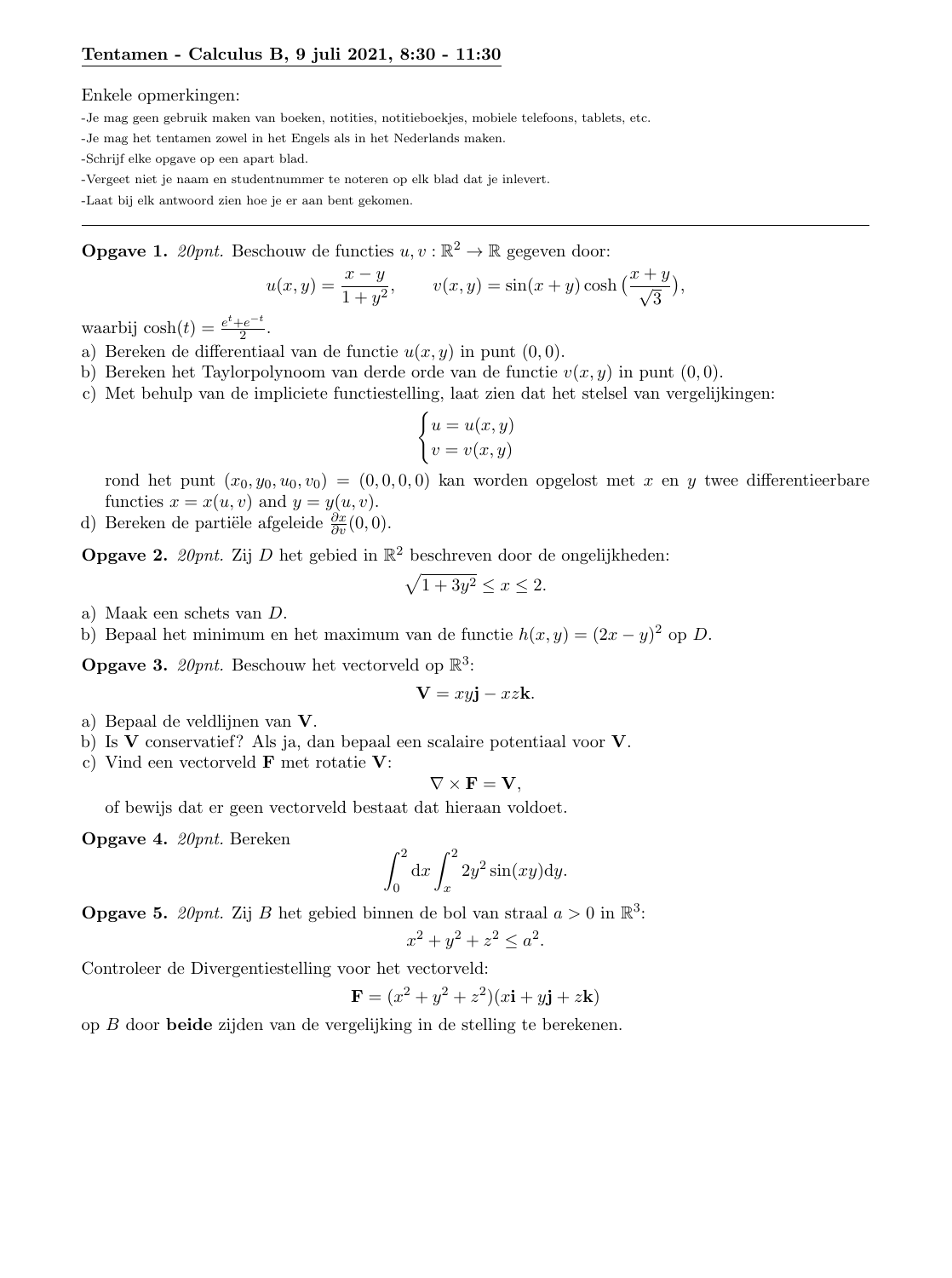**Tentamen - Calculus B, 9 juli 2021, 8:30 - 11:30**

Enkele opmerkingen:

-Je mag geen gebruik maken van boeken, notities, notitieboekjes, mobiele telefoons, tablets, etc.

-Je mag het tentamen zowel in het Engels als in het Nederlands maken.

-Schrijf elke opgave op een apart blad.

-Vergeet niet je naam en studentnummer te noteren op elk blad dat je inlevert.

-Laat bij elk antwoord zien hoe je er aan bent gekomen.

---

**Opgave 1.** *20pnt.* Beschouw de functies $u, v : \mathbb{R}^2 \to \mathbb{R}$ gegeven door:

$$u(x,y) = \frac{x-y}{1+y^2}, \qquad v(x,y) = \sin(x+y)\cosh\left(\frac{x+y}{\sqrt{3}}\right),$$

waarbij $\cosh(t) = \frac{e^t + e^{-t}}{2}$.

a) Bereken de differentiaal van de functie $u(x,y)$ in punt $(0,0)$.

b) Bereken het Taylorpolynoom van derde orde van de functie $v(x,y)$ in punt $(0,0)$.

c) Met behulp van de impliciete functiestelling, laat zien dat het stelsel van vergelijkingen:

$$\begin{cases} u = u(x,y) \\ v = v(x,y) \end{cases}$$

rond het punt $(x_0, y_0, u_0, v_0) = (0,0,0,0)$ kan worden opgelost met $x$ en $y$ twee differentieerbare functies $x = x(u,v)$ and $y = y(u,v)$.

d) Bereken de partiële afgeleide $\frac{\partial x}{\partial v}(0,0)$.

**Opgave 2.** *20pnt.* Zij $D$ het gebied in $\mathbb{R}^2$ beschreven door de ongelijkheden:

$$\sqrt{1+3y^2} \leq x \leq 2.$$

a) Maak een schets van $D$.

b) Bepaal het minimum en het maximum van de functie $h(x,y) = (2x-y)^2$ op $D$.

**Opgave 3.** *20pnt.* Beschouw het vectorveld op $\mathbb{R}^3$:

$$\mathbf{V} = xy\mathbf{j} - xz\mathbf{k}.$$

a) Bepaal de veldlijnen van $\mathbf{V}$.

b) Is $\mathbf{V}$ conservatief? Als ja, dan bepaal een scalaire potentiaal voor $\mathbf{V}$.

c) Vind een vectorveld $\mathbf{F}$ met rotatie $\mathbf{V}$:

$$\nabla \times \mathbf{F} = \mathbf{V},$$

of bewijs dat er geen vectorveld bestaat dat hieraan voldoet.

**Opgave 4.** *20pnt.* Bereken

$$\int_0^2 \mathrm{d}x \int_x^2 2y^2 \sin(xy)\mathrm{d}y.$$

**Opgave 5.** *20pnt.* Zij $B$ het gebied binnen de bol van straal $a > 0$ in $\mathbb{R}^3$:

$$x^2 + y^2 + z^2 \leq a^2.$$

Controleer de Divergentiestelling voor het vectorveld:

$$\mathbf{F} = (x^2 + y^2 + z^2)(x\mathbf{i} + y\mathbf{j} + z\mathbf{k})$$

op $B$ door **beide** zijden van de vergelijking in de stelling te berekenen.